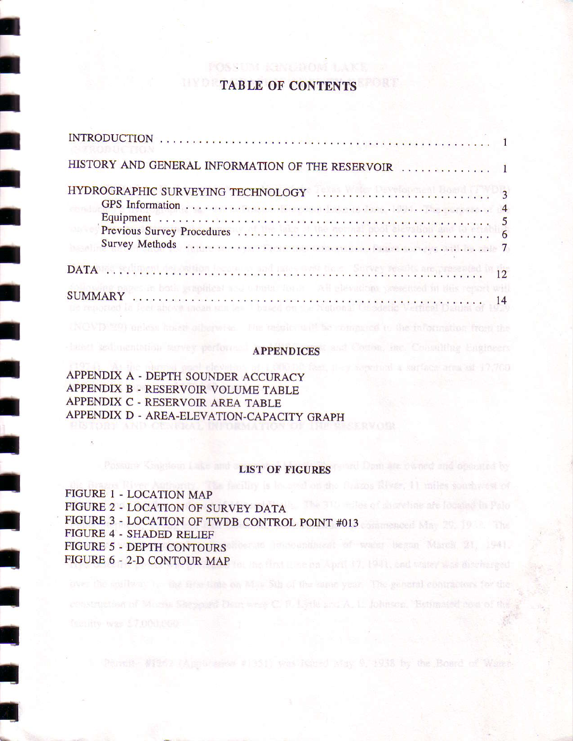# TABLE OF CONTENTS

| | |
|---|---|
| INTRODUCTION | 1 |
| HISTORY AND GENERAL INFORMATION OF THE RESERVOIR | 1 |
| HYDROGRAPHIC SURVEYING TECHNOLOGY | 3 |
| GPS Information | 4 |
| Equipment | 5 |
| Previous Survey Procedures | 6 |
| Survey Methods | 7 |
| DATA | 12 |
| SUMMARY | 14 |

## APPENDICES

APPENDIX A - DEPTH SOUNDER ACCURACY
APPENDIX B - RESERVOIR VOLUME TABLE
APPENDIX C - RESERVOIR AREA TABLE
APPENDIX D - AREA-ELEVATION-CAPACITY GRAPH

## LIST OF FIGURES

FIGURE 1 - LOCATION MAP
FIGURE 2 - LOCATION OF SURVEY DATA
FIGURE 3 - LOCATION OF TWDB CONTROL POINT #013
FIGURE 4 - SHADED RELIEF
FIGURE 5 - DEPTH CONTOURS
FIGURE 6 - 2-D CONTOUR MAP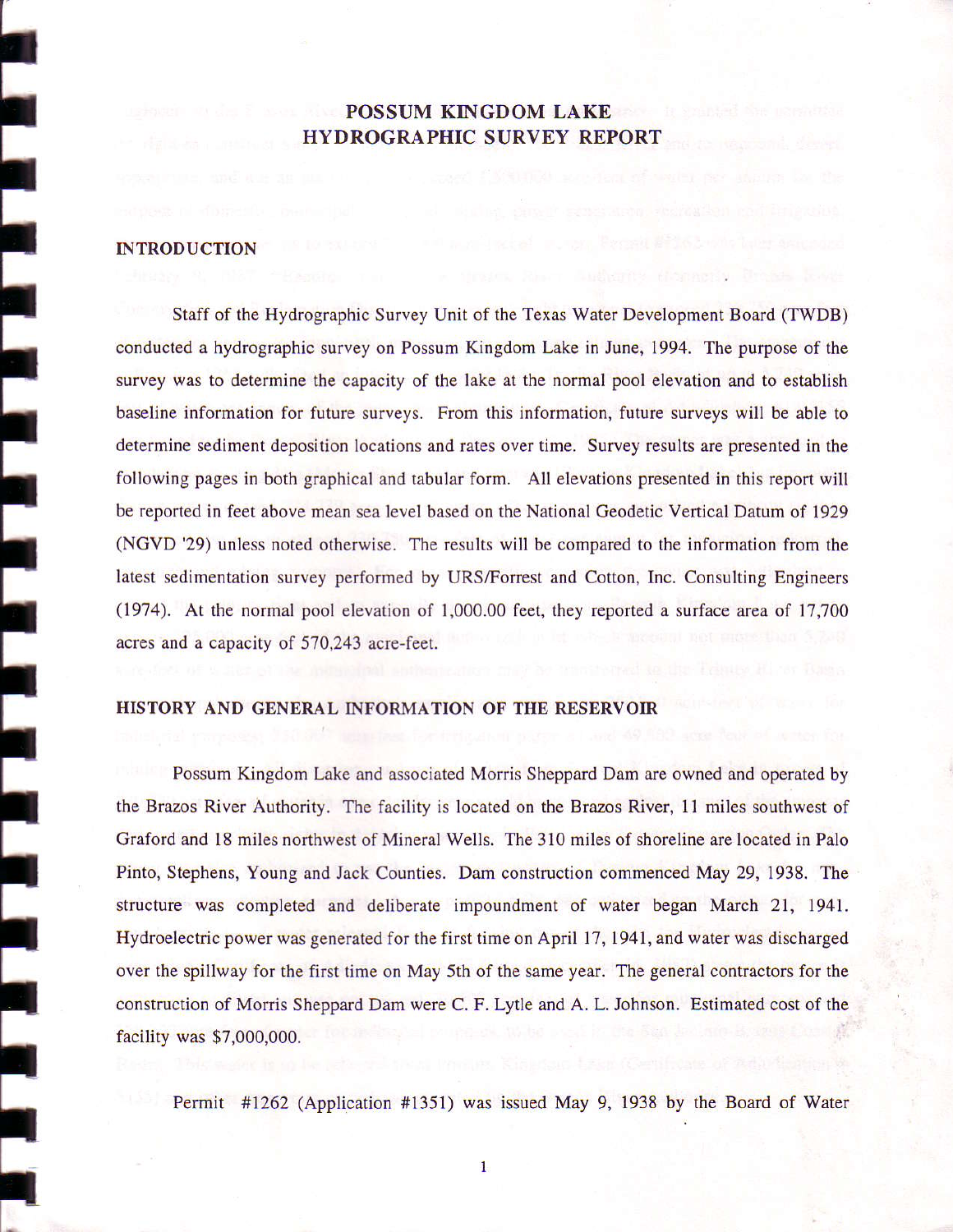# POSSUM KINGDOM LAKE
# HYDROGRAPHIC SURVEY REPORT

## INTRODUCTION

Staff of the Hydrographic Survey Unit of the Texas Water Development Board (TWDB) conducted a hydrographic survey on Possum Kingdom Lake in June, 1994. The purpose of the survey was to determine the capacity of the lake at the normal pool elevation and to establish baseline information for future surveys. From this information, future surveys will be able to determine sediment deposition locations and rates over time. Survey results are presented in the following pages in both graphical and tabular form. All elevations presented in this report will be reported in feet above mean sea level based on the National Geodetic Vertical Datum of 1929 (NGVD '29) unless noted otherwise. The results will be compared to the information from the latest sedimentation survey performed by URS/Forrest and Cotton, Inc. Consulting Engineers (1974). At the normal pool elevation of 1,000.00 feet, they reported a surface area of 17,700 acres and a capacity of 570,243 acre-feet.

## HISTORY AND GENERAL INFORMATION OF THE RESERVOIR

Possum Kingdom Lake and associated Morris Sheppard Dam are owned and operated by the Brazos River Authority. The facility is located on the Brazos River, 11 miles southwest of Graford and 18 miles northwest of Mineral Wells. The 310 miles of shoreline are located in Palo Pinto, Stephens, Young and Jack Counties. Dam construction commenced May 29, 1938. The structure was completed and deliberate impoundment of water began March 21, 1941. Hydroelectric power was generated for the first time on April 17, 1941, and water was discharged over the spillway for the first time on May 5th of the same year. The general contractors for the construction of Morris Sheppard Dam were C. F. Lytle and A. L. Johnson. Estimated cost of the facility was $7,000,000.

Permit #1262 (Application #1351) was issued May 9, 1938 by the Board of Water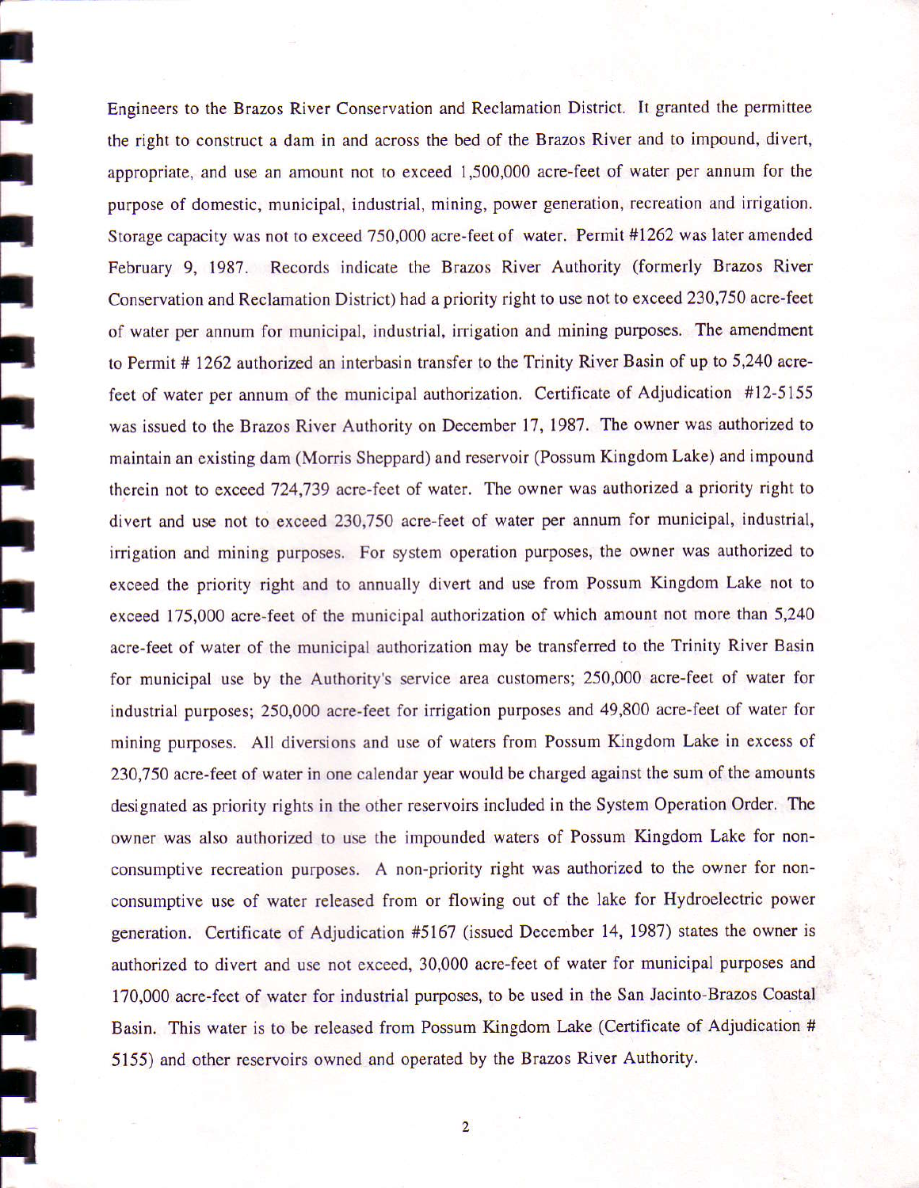Engineers to the Brazos River Conservation and Reclamation District. It granted the permittee the right to construct a dam in and across the bed of the Brazos River and to impound, divert, appropriate, and use an amount not to exceed 1,500,000 acre-feet of water per annum for the purpose of domestic, municipal, industrial, mining, power generation, recreation and irrigation. Storage capacity was not to exceed 750,000 acre-feet of water. Permit #1262 was later amended February 9, 1987. Records indicate the Brazos River Authority (formerly Brazos River Conservation and Reclamation District) had a priority right to use not to exceed 230,750 acre-feet of water per annum for municipal, industrial, irrigation and mining purposes. The amendment to Permit # 1262 authorized an interbasin transfer to the Trinity River Basin of up to 5,240 acre-feet of water per annum of the municipal authorization. Certificate of Adjudication #12-5155 was issued to the Brazos River Authority on December 17, 1987. The owner was authorized to maintain an existing dam (Morris Sheppard) and reservoir (Possum Kingdom Lake) and impound therein not to exceed 724,739 acre-feet of water. The owner was authorized a priority right to divert and use not to exceed 230,750 acre-feet of water per annum for municipal, industrial, irrigation and mining purposes. For system operation purposes, the owner was authorized to exceed the priority right and to annually divert and use from Possum Kingdom Lake not to exceed 175,000 acre-feet of the municipal authorization of which amount not more than 5,240 acre-feet of water of the municipal authorization may be transferred to the Trinity River Basin for municipal use by the Authority's service area customers; 250,000 acre-feet of water for industrial purposes; 250,000 acre-feet for irrigation purposes and 49,800 acre-feet of water for mining purposes. All diversions and use of waters from Possum Kingdom Lake in excess of 230,750 acre-feet of water in one calendar year would be charged against the sum of the amounts designated as priority rights in the other reservoirs included in the System Operation Order. The owner was also authorized to use the impounded waters of Possum Kingdom Lake for non-consumptive recreation purposes. A non-priority right was authorized to the owner for non-consumptive use of water released from or flowing out of the lake for Hydroelectric power generation. Certificate of Adjudication #5167 (issued December 14, 1987) states the owner is authorized to divert and use not exceed, 30,000 acre-feet of water for municipal purposes and 170,000 acre-feet of water for industrial purposes, to be used in the San Jacinto-Brazos Coastal Basin. This water is to be released from Possum Kingdom Lake (Certificate of Adjudication # 5155) and other reservoirs owned and operated by the Brazos River Authority.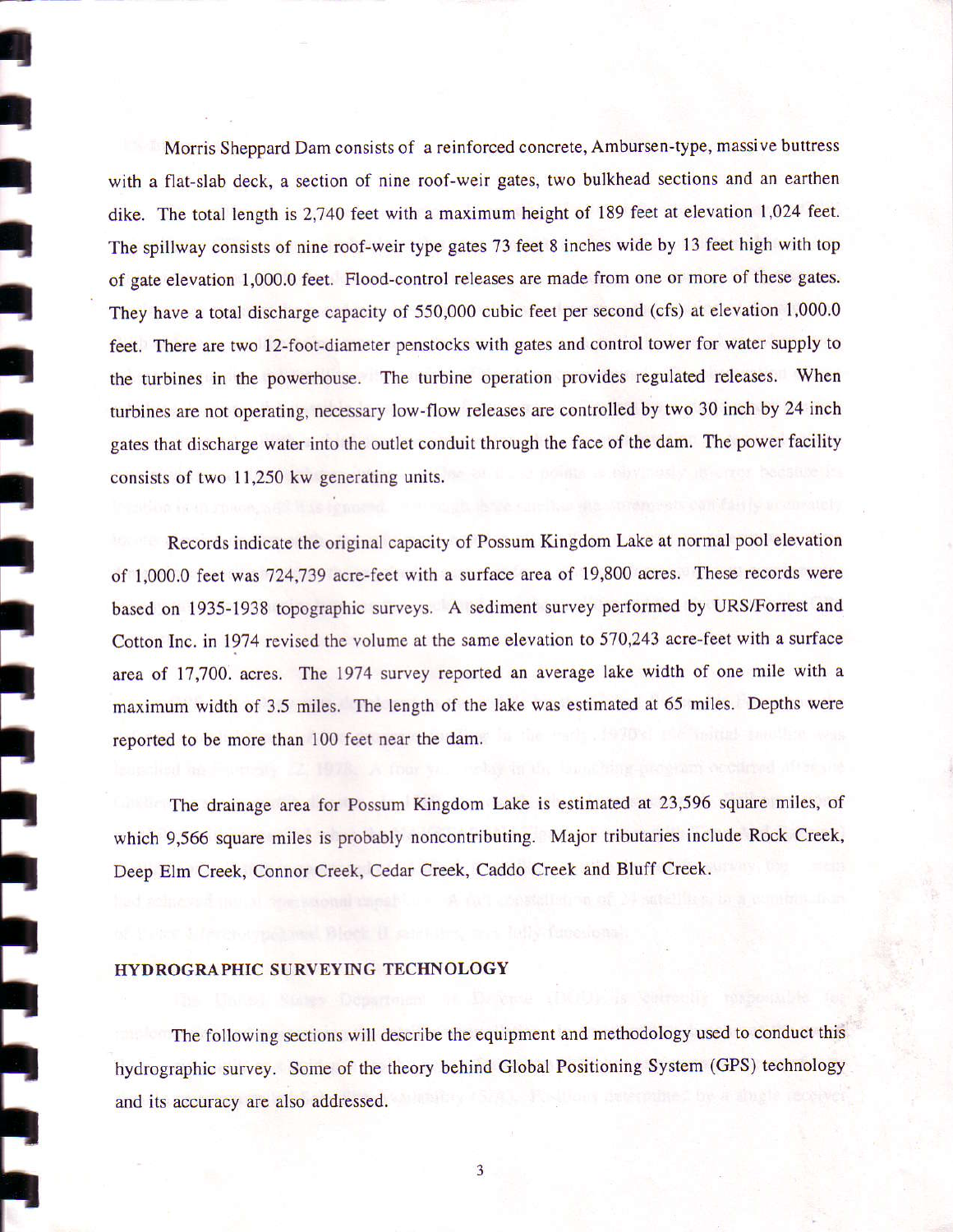Morris Sheppard Dam consists of a reinforced concrete, Ambursen-type, massive buttress with a flat-slab deck, a section of nine roof-weir gates, two bulkhead sections and an earthen dike. The total length is 2,740 feet with a maximum height of 189 feet at elevation 1,024 feet. The spillway consists of nine roof-weir type gates 73 feet 8 inches wide by 13 feet high with top of gate elevation 1,000.0 feet. Flood-control releases are made from one or more of these gates. They have a total discharge capacity of 550,000 cubic feet per second (cfs) at elevation 1,000.0 feet. There are two 12-foot-diameter penstocks with gates and control tower for water supply to the turbines in the powerhouse. The turbine operation provides regulated releases. When turbines are not operating, necessary low-flow releases are controlled by two 30 inch by 24 inch gates that discharge water into the outlet conduit through the face of the dam. The power facility consists of two 11,250 kw generating units.

Records indicate the original capacity of Possum Kingdom Lake at normal pool elevation of 1,000.0 feet was 724,739 acre-feet with a surface area of 19,800 acres. These records were based on 1935-1938 topographic surveys. A sediment survey performed by URS/Forrest and Cotton Inc. in 1974 revised the volume at the same elevation to 570,243 acre-feet with a surface area of 17,700. acres. The 1974 survey reported an average lake width of one mile with a maximum width of 3.5 miles. The length of the lake was estimated at 65 miles. Depths were reported to be more than 100 feet near the dam.

The drainage area for Possum Kingdom Lake is estimated at 23,596 square miles, of which 9,566 square miles is probably noncontributing. Major tributaries include Rock Creek, Deep Elm Creek, Connor Creek, Cedar Creek, Caddo Creek and Bluff Creek.

## HYDROGRAPHIC SURVEYING TECHNOLOGY

The following sections will describe the equipment and methodology used to conduct this hydrographic survey. Some of the theory behind Global Positioning System (GPS) technology and its accuracy are also addressed.